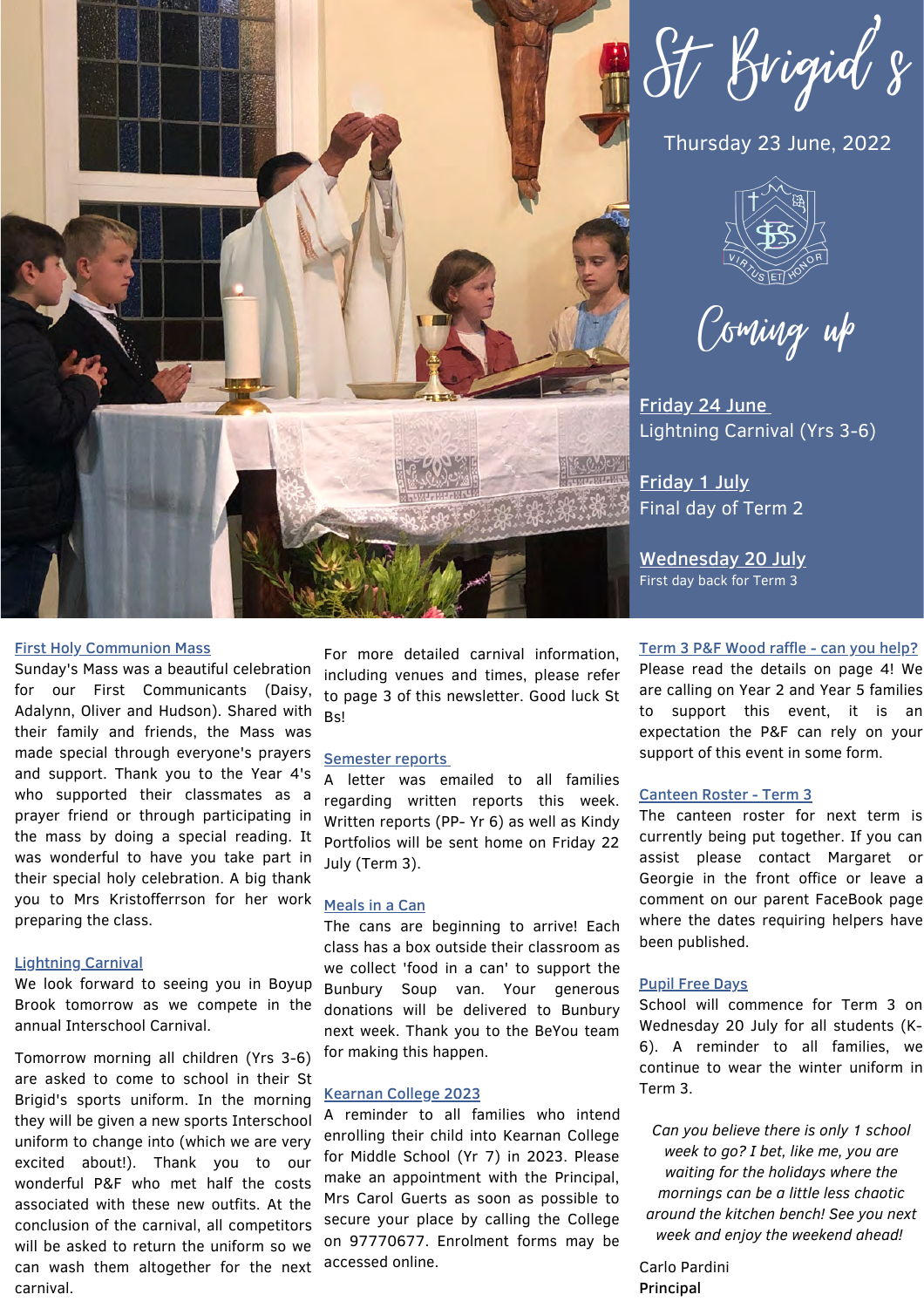# St Brigid's

Thursday 23 June, 2022

VIRTUS ET HONOR

## Coming up

**Friday 24 June**
Lightning Carnival (Yrs 3-6)

**Friday 1 July**
Final day of Term 2

**Wednesday 20 July**
First day back for Term 3

### First Holy Communion Mass

Sunday's Mass was a beautiful celebration for our First Communicants (Daisy, Adalynn, Oliver and Hudson). Shared with their family and friends, the Mass was made special through everyone's prayers and support. Thank you to the Year 4's who supported their classmates as a prayer friend or through participating in the mass by doing a special reading. It was wonderful to have you take part in their special holy celebration. A big thank you to Mrs Kristofferrson for her work preparing the class.

### Lightning Carnival

We look forward to seeing you in Boyup Brook tomorrow as we compete in the annual Interschool Carnival.

Tomorrow morning all children (Yrs 3-6) are asked to come to school in their St Brigid's sports uniform. In the morning they will be given a new sports Interschool uniform to change into (which we are very excited about!). Thank you to our wonderful P&F who met half the costs associated with these new outfits. At the conclusion of the carnival, all competitors will be asked to return the uniform so we can wash them altogether for the next carnival.

For more detailed carnival information, including venues and times, please refer to page 3 of this newsletter. Good luck St Bs!

### Semester reports

A letter was emailed to all families regarding written reports this week. Written reports (PP- Yr 6) as well as Kindy Portfolios will be sent home on Friday 22 July (Term 3).

### Meals in a Can

The cans are beginning to arrive! Each class has a box outside their classroom as we collect 'food in a can' to support the Bunbury Soup van. Your generous donations will be delivered to Bunbury next week. Thank you to the BeYou team for making this happen.

### Kearnan College 2023

A reminder to all families who intend enrolling their child into Kearnan College for Middle School (Yr 7) in 2023. Please make an appointment with the Principal, Mrs Carol Guerts as soon as possible to secure your place by calling the College on 97770677. Enrolment forms may be accessed online.

### Term 3 P&F Wood raffle - can you help?

Please read the details on page 4! We are calling on Year 2 and Year 5 families to support this event, it is an expectation the P&F can rely on your support of this event in some form.

### Canteen Roster - Term 3

The canteen roster for next term is currently being put together. If you can assist please contact Margaret or Georgie in the front office or leave a comment on our parent FaceBook page where the dates requiring helpers have been published.

### Pupil Free Days

School will commence for Term 3 on Wednesday 20 July for all students (K-6). A reminder to all families, we continue to wear the winter uniform in Term 3.

*Can you believe there is only 1 school week to go? I bet, like me, you are waiting for the holidays where the mornings can be a little less chaotic around the kitchen bench! See you next week and enjoy the weekend ahead!*

Carlo Pardini
**Principal**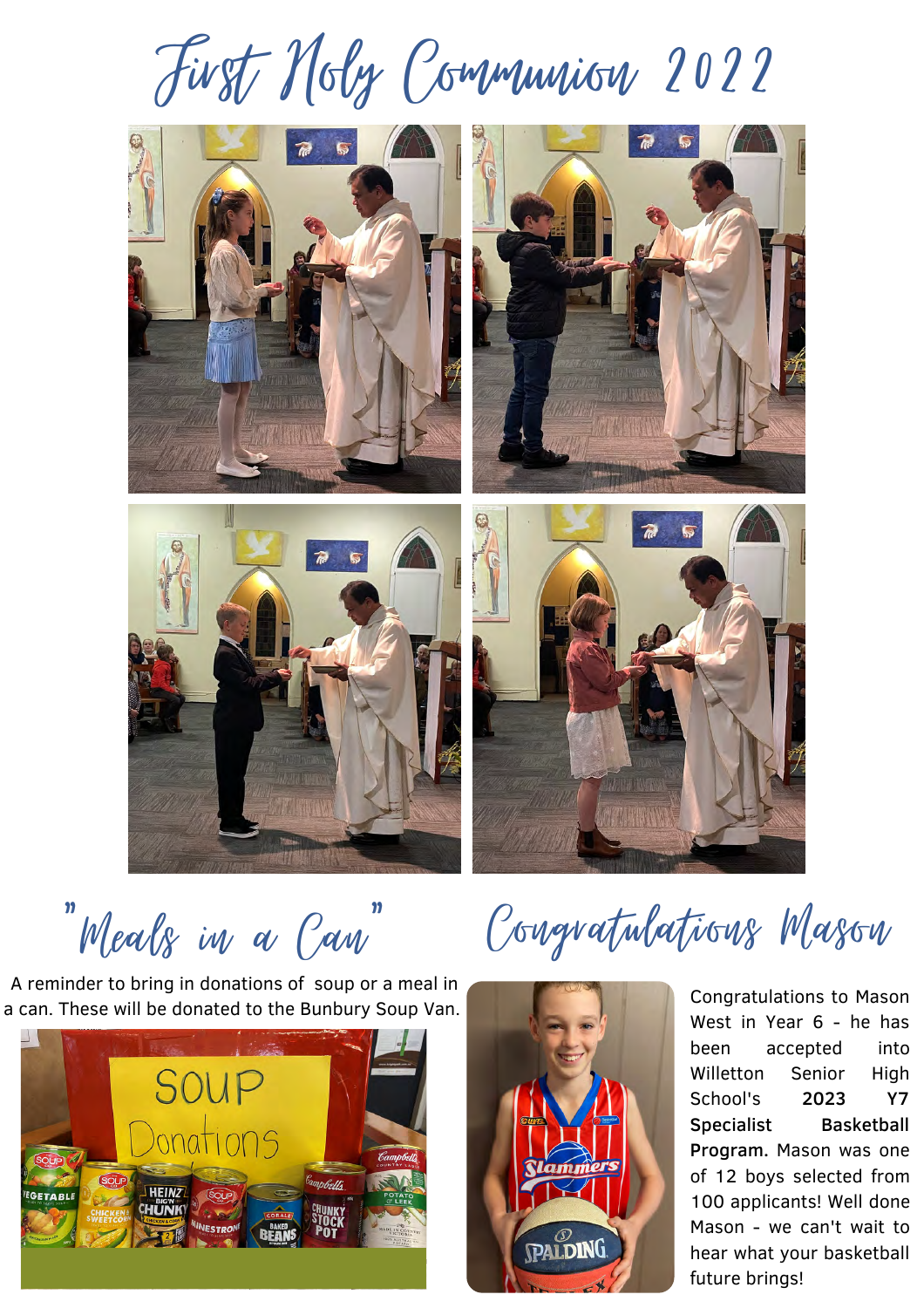# First Holy Communion 2022

## "Meals in a Can"

A reminder to bring in donations of soup or a meal in a can. These will be donated to the Bunbury Soup Van.

## Congratulations Mason

Congratulations to Mason West in Year 6 - he has been accepted into Willetton Senior High School's **2023 Y7 Specialist Basketball Program.** Mason was one of 12 boys selected from 100 applicants! Well done Mason - we can't wait to hear what your basketball future brings!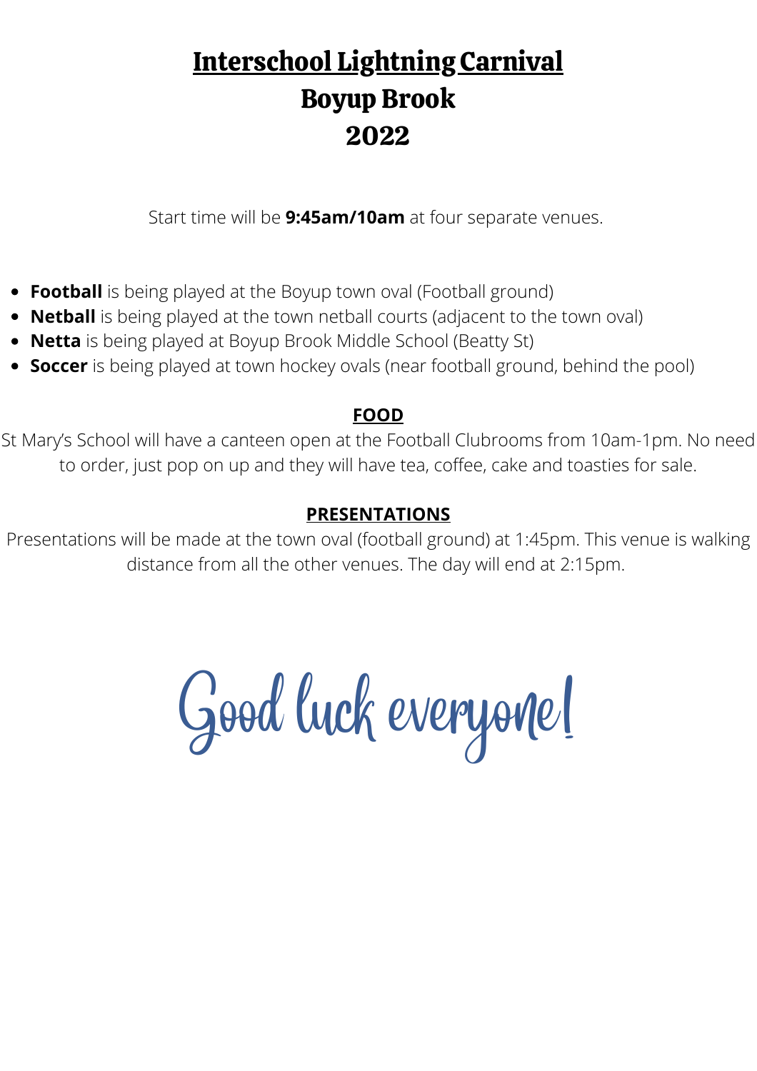# Interschool Lightning Carnival
# Boyup Brook
# 2022

Start time will be **9:45am/10am** at four separate venues.

- **Football** is being played at the Boyup town oval (Football ground)
- **Netball** is being played at the town netball courts (adjacent to the town oval)
- **Netta** is being played at Boyup Brook Middle School (Beatty St)
- **Soccer** is being played at town hockey ovals (near football ground, behind the pool)

## FOOD

St Mary's School will have a canteen open at the Football Clubrooms from 10am-1pm. No need to order, just pop on up and they will have tea, coffee, cake and toasties for sale.

## PRESENTATIONS

Presentations will be made at the town oval (football ground) at 1:45pm. This venue is walking distance from all the other venues. The day will end at 2:15pm.

Good luck everyone!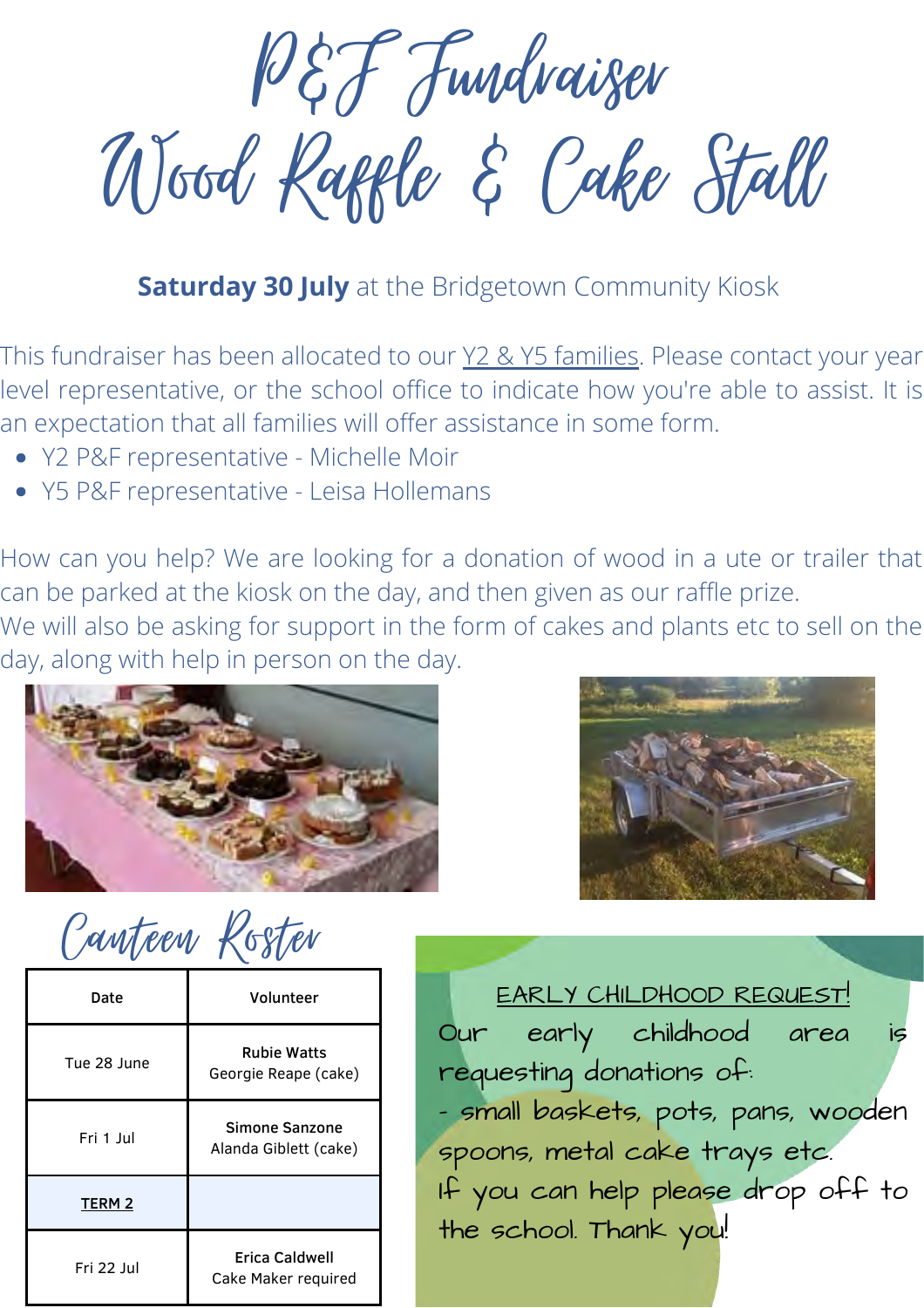# P&F Fundraiser
# Wood Raffle & Cake Stall

**Saturday 30 July** at the Bridgetown Community Kiosk

This fundraiser has been allocated to our Y2 & Y5 families. Please contact your year level representative, or the school office to indicate how you're able to assist. It is an expectation that all families will offer assistance in some form.

- Y2 P&F representative - Michelle Moir
- Y5 P&F representative - Leisa Hollemans

How can you help? We are looking for a donation of wood in a ute or trailer that can be parked at the kiosk on the day, and then given as our raffle prize.
We will also be asking for support in the form of cakes and plants etc to sell on the day, along with help in person on the day.

## Canteen Roster

| Date | Volunteer |
|---|---|
| Tue 28 June | Rubie Watts<br>Georgie Reape (cake) |
| Fri 1 Jul | Simone Sanzone<br>Alanda Giblett (cake) |
| **TERM 2** | |
| Fri 22 Jul | Erica Caldwell<br>Cake Maker required |

## EARLY CHILDHOOD REQUEST!

Our early childhood area is requesting donations of:
- small baskets, pots, pans, wooden spoons, metal cake trays etc.

If you can help please drop off to the school. Thank you!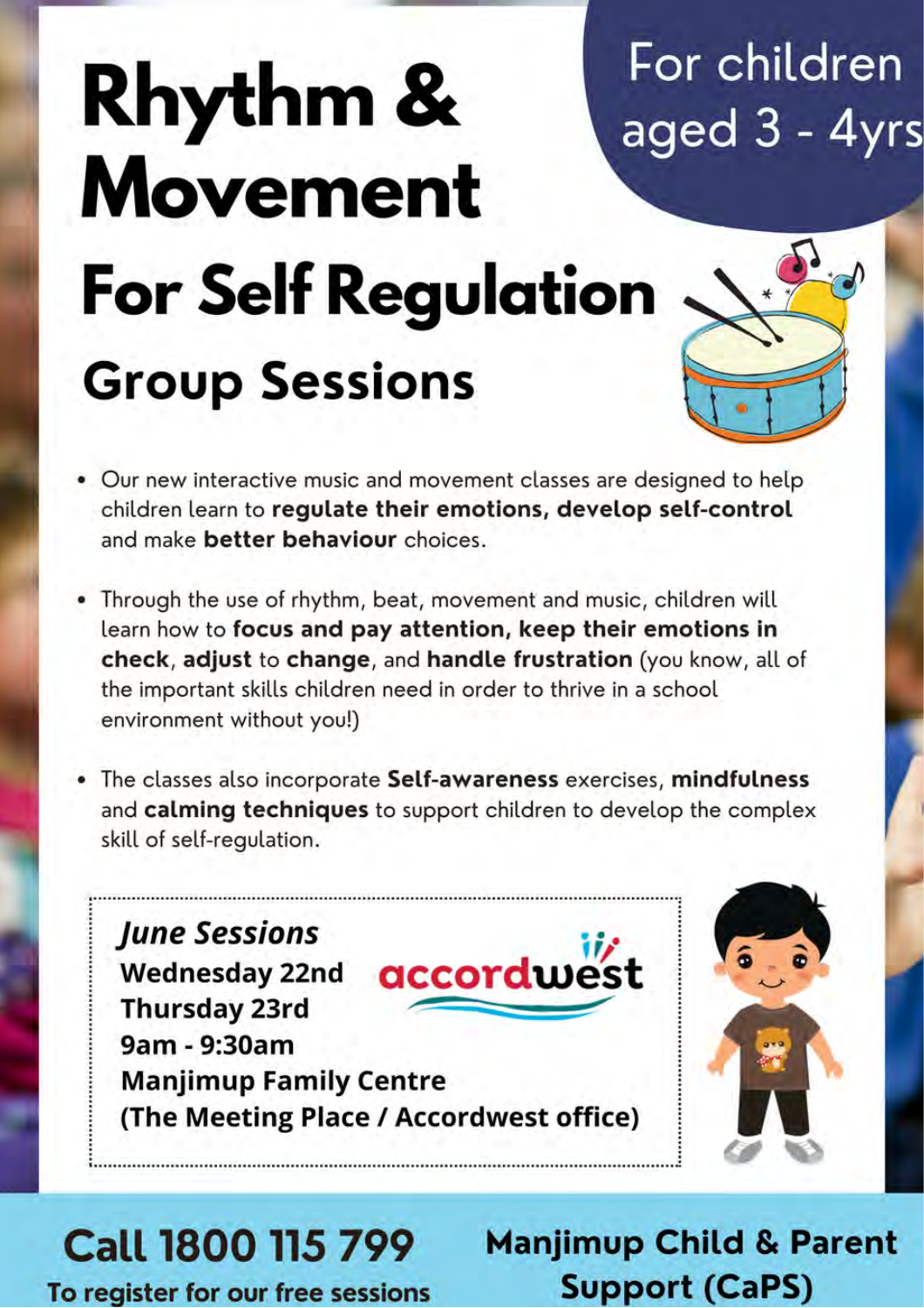# Rhythm & Movement

## For Self Regulation

### Group Sessions

For children aged 3 - 4yrs

- Our new interactive music and movement classes are designed to help children learn to **regulate their emotions, develop self-control** and make **better behaviour** choices.
- Through the use of rhythm, beat, movement and music, children will learn how to **focus and pay attention, keep their emotions in check**, **adjust** to **change**, and **handle frustration** (you know, all of the important skills children need in order to thrive in a school environment without you!)
- The classes also incorporate **Self-awareness** exercises, **mindfulness** and **calming techniques** to support children to develop the complex skill of self-regulation.

***June Sessions***
**Wednesday 22nd**
**Thursday 23rd**
**9am - 9:30am**
**Manjimup Family Centre**
**(The Meeting Place / Accordwest office)**

accordwest

**Call 1800 115 799**
**To register for our free sessions**

**Manjimup Child & Parent Support (CaPS)**